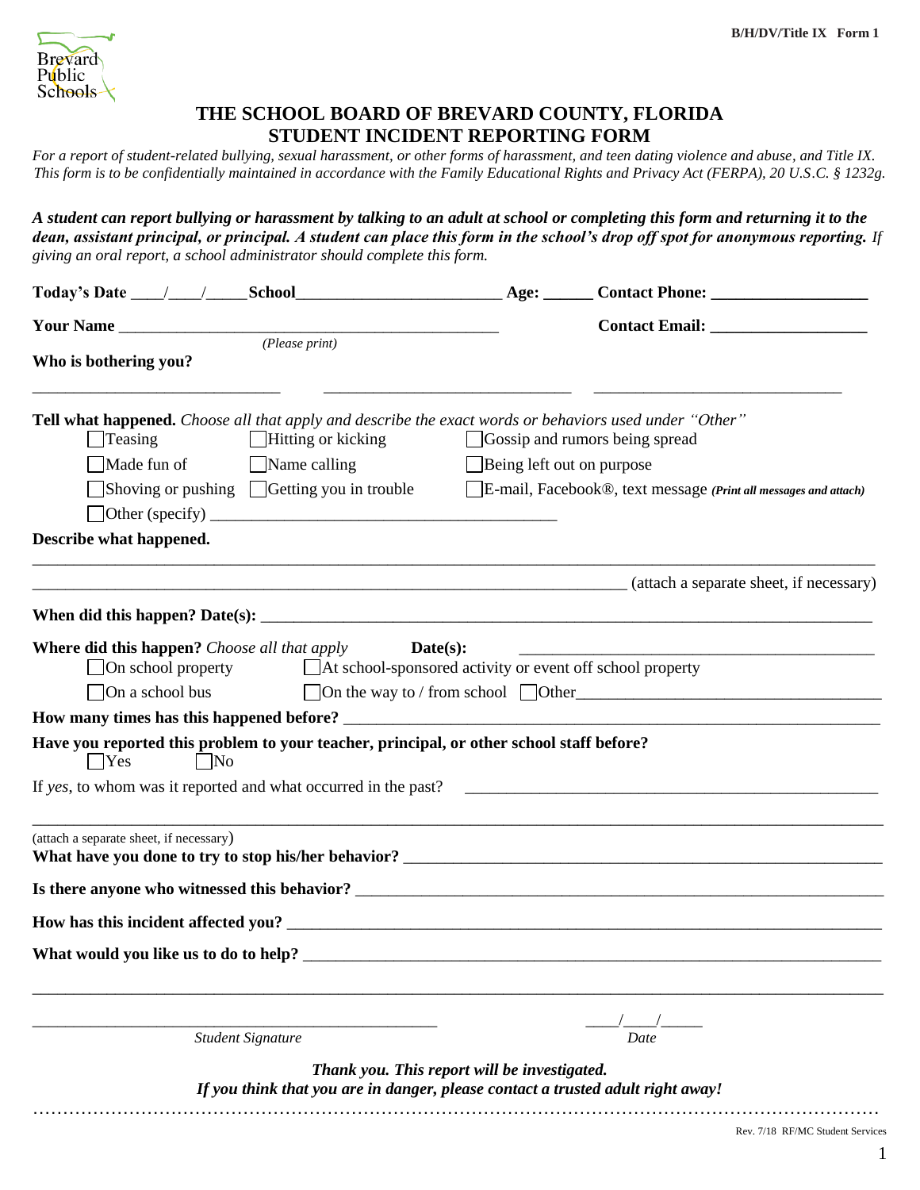B/H/DV/Title IX Form 1

# THE SCHOOL BOARD OF BREVARD COUNTY, FLORIDA
## STUDENT INCIDENT REPORTING FORM

*For a report of student-related bullying, sexual harassment, or other forms of harassment, and teen dating violence and abuse, and Title IX. This form is to be confidentially maintained in accordance with the Family Educational Rights and Privacy Act (FERPA), 20 U.S.C. § 1232g.*

***A student can report bullying or harassment by talking to an adult at school or completing this form and returning it to the dean, assistant principal, or principal. A student can place this form in the school's drop off spot for anonymous reporting.*** *If giving an oral report, a school administrator should complete this form.*

**Today's Date** \_\_\_\_/\_\_\_\_/\_\_\_\_\_ **School**\_\_\_\_\_\_\_\_\_\_\_\_\_\_\_\_\_\_\_\_\_\_\_\_ **Age:** \_\_\_\_\_\_ **Contact Phone:** \_\_\_\_\_\_\_\_\_\_\_\_\_\_\_\_\_\_

**Your Name** \_\_\_\_\_\_\_\_\_\_\_\_\_\_\_\_\_\_\_\_\_\_\_\_\_\_\_\_\_\_\_\_\_\_\_\_\_\_\_\_\_\_\_\_\_ *(Please print)* **Contact Email:** \_\_\_\_\_\_\_\_\_\_\_\_\_\_\_\_\_\_\_

**Who is bothering you?**

\_\_\_\_\_\_\_\_\_\_\_\_\_\_\_\_\_\_\_\_\_\_\_\_\_\_\_\_\_\_ \_\_\_\_\_\_\_\_\_\_\_\_\_\_\_\_\_\_\_\_\_\_\_\_\_\_\_\_\_\_ \_\_\_\_\_\_\_\_\_\_\_\_\_\_\_\_\_\_\_\_\_\_\_\_\_\_\_\_\_\_

**Tell what happened.** *Choose all that apply and describe the exact words or behaviors used under "Other"*

- ☐ Teasing ☐ Hitting or kicking ☐ Gossip and rumors being spread
- ☐ Made fun of ☐ Name calling ☐ Being left out on purpose
- ☐ Shoving or pushing ☐ Getting you in trouble ☐ E-mail, Facebook®, text message ***(Print all messages and attach)***
- ☐ Other (specify) \_\_\_\_\_\_\_\_\_\_\_\_\_\_\_\_\_\_\_\_\_\_\_\_\_\_\_\_\_\_\_\_\_\_\_\_\_\_\_\_\_\_

**Describe what happened.**

\_\_\_\_\_\_\_\_\_\_\_\_\_\_\_\_\_\_\_\_\_\_\_\_\_\_\_\_\_\_\_\_\_\_\_\_\_\_\_\_\_\_\_\_\_\_\_\_\_\_\_\_\_\_\_\_\_\_\_\_\_\_\_\_\_\_\_\_\_\_\_\_\_\_\_\_\_\_\_\_\_\_\_\_\_\_\_\_

\_\_\_\_\_\_\_\_\_\_\_\_\_\_\_\_\_\_\_\_\_\_\_\_\_\_\_\_\_\_\_\_\_\_\_\_\_\_\_\_\_\_\_\_\_\_\_\_\_\_\_\_\_\_\_\_\_\_\_\_\_\_\_\_\_\_\_\_\_\_ (attach a separate sheet, if necessary)

**When did this happen? Date(s):** \_\_\_\_\_\_\_\_\_\_\_\_\_\_\_\_\_\_\_\_\_\_\_\_\_\_\_\_\_\_\_\_\_\_\_\_\_\_\_\_\_\_\_\_\_\_\_\_\_\_\_\_\_\_\_\_\_\_\_\_\_\_\_\_\_\_\_\_\_\_\_\_

**Where did this happen?** *Choose all that apply* **Date(s):** \_\_\_\_\_\_\_\_\_\_\_\_\_\_\_\_\_\_\_\_\_\_\_\_\_\_\_\_\_\_\_\_\_\_\_\_\_\_\_\_\_\_

- ☐ On school property ☐ At school-sponsored activity or event off school property
- ☐ On a school bus ☐ On the way to / from school ☐ Other\_\_\_\_\_\_\_\_\_\_\_\_\_\_\_\_\_\_\_\_\_\_\_\_\_\_\_\_\_\_\_\_\_\_\_\_

**How many times has this happened before?** \_\_\_\_\_\_\_\_\_\_\_\_\_\_\_\_\_\_\_\_\_\_\_\_\_\_\_\_\_\_\_\_\_\_\_\_\_\_\_\_\_\_\_\_\_\_\_\_\_\_\_\_\_\_\_\_\_\_\_\_\_\_\_

**Have you reported this problem to your teacher, principal, or other school staff before?**

☐ Yes ☐ No

If *yes*, to whom was it reported and what occurred in the past? \_\_\_\_\_\_\_\_\_\_\_\_\_\_\_\_\_\_\_\_\_\_\_\_\_\_\_\_\_\_\_\_\_\_\_\_\_\_\_\_\_\_\_\_\_\_\_\_\_\_

\_\_\_\_\_\_\_\_\_\_\_\_\_\_\_\_\_\_\_\_\_\_\_\_\_\_\_\_\_\_\_\_\_\_\_\_\_\_\_\_\_\_\_\_\_\_\_\_\_\_\_\_\_\_\_\_\_\_\_\_\_\_\_\_\_\_\_\_\_\_\_\_\_\_\_\_\_\_\_\_\_\_\_\_\_\_\_\_

(attach a separate sheet, if necessary)

**What have you done to try to stop his/her behavior?** \_\_\_\_\_\_\_\_\_\_\_\_\_\_\_\_\_\_\_\_\_\_\_\_\_\_\_\_\_\_\_\_\_\_\_\_\_\_\_\_\_\_\_\_\_\_\_\_\_\_\_\_\_\_\_\_\_\_

**Is there anyone who witnessed this behavior?** \_\_\_\_\_\_\_\_\_\_\_\_\_\_\_\_\_\_\_\_\_\_\_\_\_\_\_\_\_\_\_\_\_\_\_\_\_\_\_\_\_\_\_\_\_\_\_\_\_\_\_\_\_\_\_\_\_\_\_\_\_\_

**How has this incident affected you?** \_\_\_\_\_\_\_\_\_\_\_\_\_\_\_\_\_\_\_\_\_\_\_\_\_\_\_\_\_\_\_\_\_\_\_\_\_\_\_\_\_\_\_\_\_\_\_\_\_\_\_\_\_\_\_\_\_\_\_\_\_\_\_\_\_\_\_\_\_\_

**What would you like us to do to help?** \_\_\_\_\_\_\_\_\_\_\_\_\_\_\_\_\_\_\_\_\_\_\_\_\_\_\_\_\_\_\_\_\_\_\_\_\_\_\_\_\_\_\_\_\_\_\_\_\_\_\_\_\_\_\_\_\_\_\_\_\_\_\_\_\_\_\_

\_\_\_\_\_\_\_\_\_\_\_\_\_\_\_\_\_\_\_\_\_\_\_\_\_\_\_\_\_\_\_\_\_\_\_\_\_\_\_\_\_\_\_\_\_\_\_\_\_\_\_\_\_\_\_\_\_\_\_\_\_\_\_\_\_\_\_\_\_\_\_\_\_\_\_\_\_\_\_\_\_\_\_\_\_\_\_\_

\_\_\_\_\_\_\_\_\_\_\_\_\_\_\_\_\_\_\_\_\_\_\_\_\_\_\_\_\_\_\_\_\_\_\_\_\_\_\_\_\_\_\_\_\_\_ \_\_\_\_/\_\_\_\_/\_\_\_\_\_

*Student Signature* *Date*

***Thank you. This report will be investigated.***
***If you think that you are in danger, please contact a trusted adult right away!***

Rev. 7/18 RF/MC Student Services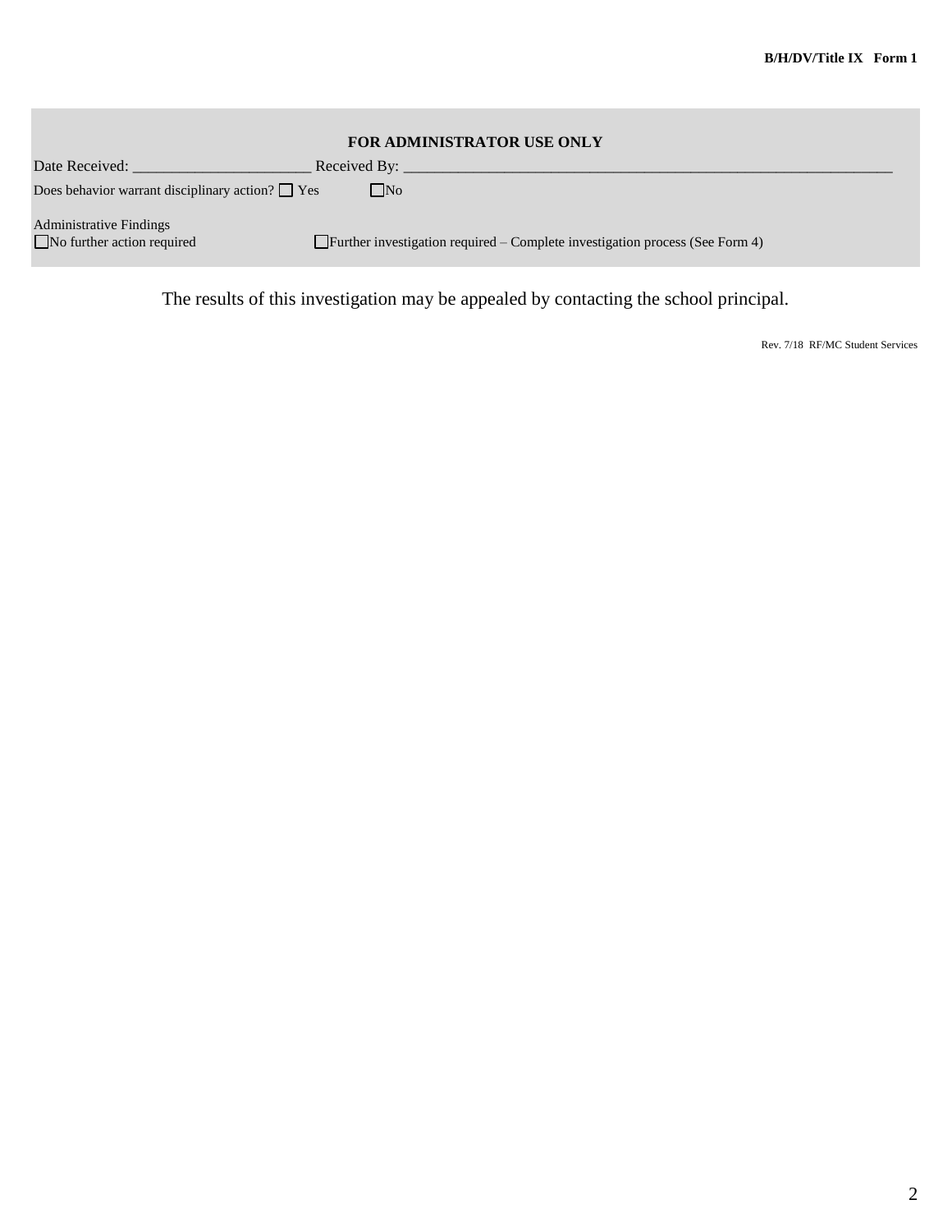**FOR ADMINISTRATOR USE ONLY**

Date Received: ______________________ Received By: ____________________________________________________________

Does behavior warrant disciplinary action? ☐ Yes ☐No

Administrative Findings

☐No further action required ☐Further investigation required – Complete investigation process (See Form 4)

The results of this investigation may be appealed by contacting the school principal.

Rev. 7/18 RF/MC Student Services